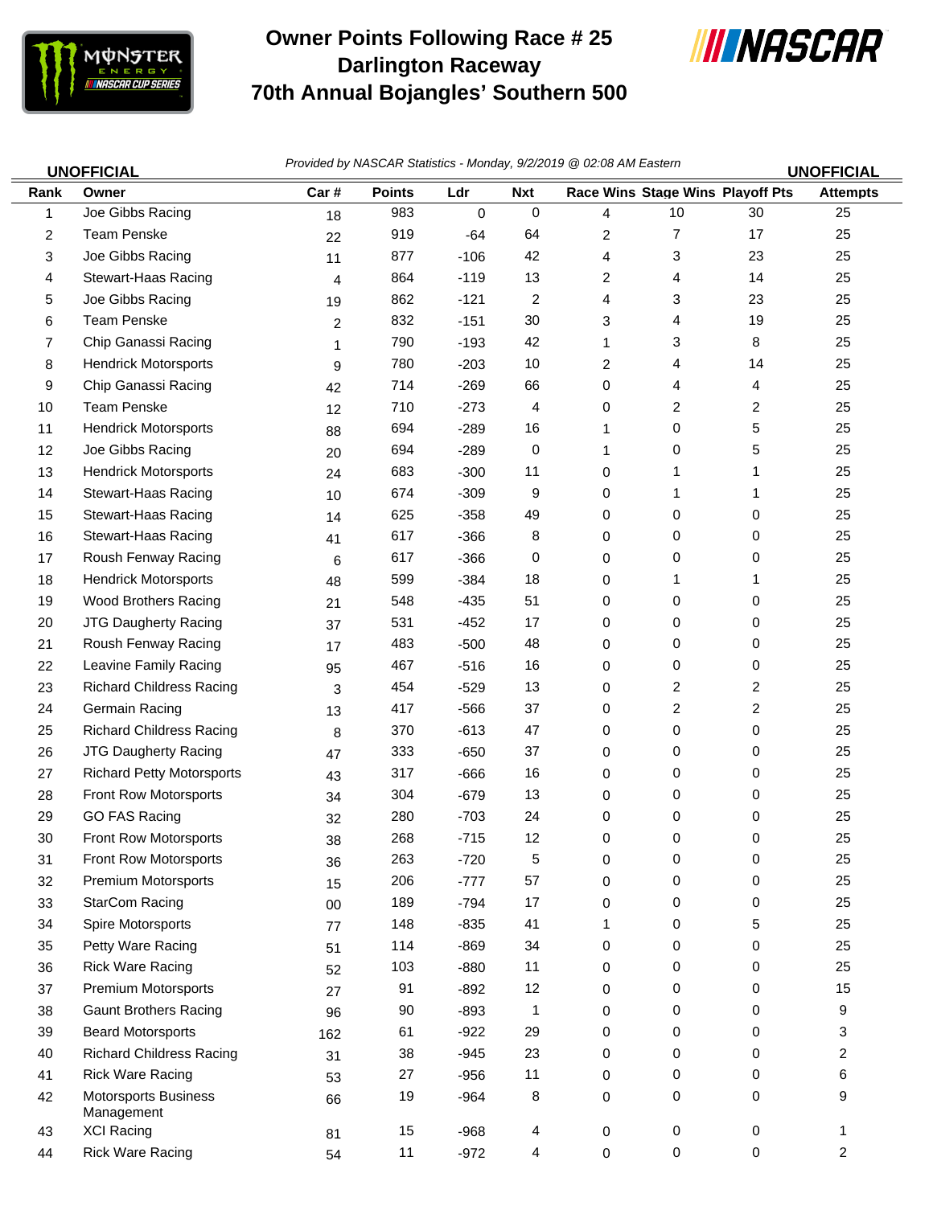# Owner Points Following Race # 25
## Darlington Raceway
## 70th Annual Bojangles' Southern 500

**UNOFFICIAL** *Provided by NASCAR Statistics - Monday, 9/2/2019 @ 02:08 AM Eastern* **UNOFFICIAL**

| Rank | Owner | Car # | Points | Ldr | Nxt | Race Wins | Stage Wins | Playoff Pts | Attempts |
|---|---|---|---|---|---|---|---|---|---|
| 1 | Joe Gibbs Racing | 18 | 983 | 0 | 0 | 4 | 10 | 30 | 25 |
| 2 | Team Penske | 22 | 919 | -64 | 64 | 2 | 7 | 17 | 25 |
| 3 | Joe Gibbs Racing | 11 | 877 | -106 | 42 | 4 | 3 | 23 | 25 |
| 4 | Stewart-Haas Racing | 4 | 864 | -119 | 13 | 2 | 4 | 14 | 25 |
| 5 | Joe Gibbs Racing | 19 | 862 | -121 | 2 | 4 | 3 | 23 | 25 |
| 6 | Team Penske | 2 | 832 | -151 | 30 | 3 | 4 | 19 | 25 |
| 7 | Chip Ganassi Racing | 1 | 790 | -193 | 42 | 1 | 3 | 8 | 25 |
| 8 | Hendrick Motorsports | 9 | 780 | -203 | 10 | 2 | 4 | 14 | 25 |
| 9 | Chip Ganassi Racing | 42 | 714 | -269 | 66 | 0 | 4 | 4 | 25 |
| 10 | Team Penske | 12 | 710 | -273 | 4 | 0 | 2 | 2 | 25 |
| 11 | Hendrick Motorsports | 88 | 694 | -289 | 16 | 1 | 0 | 5 | 25 |
| 12 | Joe Gibbs Racing | 20 | 694 | -289 | 0 | 1 | 0 | 5 | 25 |
| 13 | Hendrick Motorsports | 24 | 683 | -300 | 11 | 0 | 1 | 1 | 25 |
| 14 | Stewart-Haas Racing | 10 | 674 | -309 | 9 | 0 | 1 | 1 | 25 |
| 15 | Stewart-Haas Racing | 14 | 625 | -358 | 49 | 0 | 0 | 0 | 25 |
| 16 | Stewart-Haas Racing | 41 | 617 | -366 | 8 | 0 | 0 | 0 | 25 |
| 17 | Roush Fenway Racing | 6 | 617 | -366 | 0 | 0 | 0 | 0 | 25 |
| 18 | Hendrick Motorsports | 48 | 599 | -384 | 18 | 0 | 1 | 1 | 25 |
| 19 | Wood Brothers Racing | 21 | 548 | -435 | 51 | 0 | 0 | 0 | 25 |
| 20 | JTG Daugherty Racing | 37 | 531 | -452 | 17 | 0 | 0 | 0 | 25 |
| 21 | Roush Fenway Racing | 17 | 483 | -500 | 48 | 0 | 0 | 0 | 25 |
| 22 | Leavine Family Racing | 95 | 467 | -516 | 16 | 0 | 0 | 0 | 25 |
| 23 | Richard Childress Racing | 3 | 454 | -529 | 13 | 0 | 2 | 2 | 25 |
| 24 | Germain Racing | 13 | 417 | -566 | 37 | 0 | 2 | 2 | 25 |
| 25 | Richard Childress Racing | 8 | 370 | -613 | 47 | 0 | 0 | 0 | 25 |
| 26 | JTG Daugherty Racing | 47 | 333 | -650 | 37 | 0 | 0 | 0 | 25 |
| 27 | Richard Petty Motorsports | 43 | 317 | -666 | 16 | 0 | 0 | 0 | 25 |
| 28 | Front Row Motorsports | 34 | 304 | -679 | 13 | 0 | 0 | 0 | 25 |
| 29 | GO FAS Racing | 32 | 280 | -703 | 24 | 0 | 0 | 0 | 25 |
| 30 | Front Row Motorsports | 38 | 268 | -715 | 12 | 0 | 0 | 0 | 25 |
| 31 | Front Row Motorsports | 36 | 263 | -720 | 5 | 0 | 0 | 0 | 25 |
| 32 | Premium Motorsports | 15 | 206 | -777 | 57 | 0 | 0 | 0 | 25 |
| 33 | StarCom Racing | 00 | 189 | -794 | 17 | 0 | 0 | 0 | 25 |
| 34 | Spire Motorsports | 77 | 148 | -835 | 41 | 1 | 0 | 5 | 25 |
| 35 | Petty Ware Racing | 51 | 114 | -869 | 34 | 0 | 0 | 0 | 25 |
| 36 | Rick Ware Racing | 52 | 103 | -880 | 11 | 0 | 0 | 0 | 25 |
| 37 | Premium Motorsports | 27 | 91 | -892 | 12 | 0 | 0 | 0 | 15 |
| 38 | Gaunt Brothers Racing | 96 | 90 | -893 | 1 | 0 | 0 | 0 | 9 |
| 39 | Beard Motorsports | 162 | 61 | -922 | 29 | 0 | 0 | 0 | 3 |
| 40 | Richard Childress Racing | 31 | 38 | -945 | 23 | 0 | 0 | 0 | 2 |
| 41 | Rick Ware Racing | 53 | 27 | -956 | 11 | 0 | 0 | 0 | 6 |
| 42 | Motorsports Business Management | 66 | 19 | -964 | 8 | 0 | 0 | 0 | 9 |
| 43 | XCI Racing | 81 | 15 | -968 | 4 | 0 | 0 | 0 | 1 |
| 44 | Rick Ware Racing | 54 | 11 | -972 | 4 | 0 | 0 | 0 | 2 |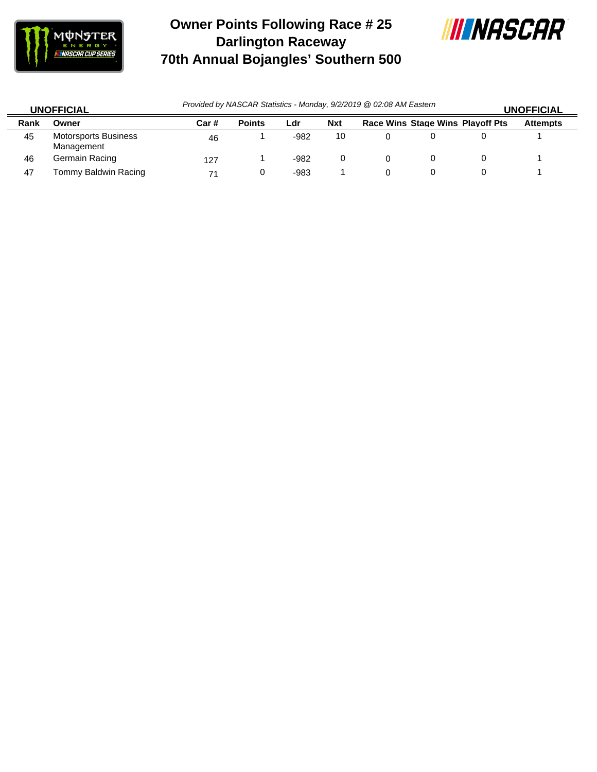# Owner Points Following Race # 25
# Darlington Raceway
# 70th Annual Bojangles' Southern 500

**UNOFFICIAL** *Provided by NASCAR Statistics - Monday, 9/2/2019 @ 02:08 AM Eastern* **UNOFFICIAL**

| Rank | Owner | Car # | Points | Ldr | Nxt | Race Wins | Stage Wins | Playoff Pts | Attempts |
|---|---|---|---|---|---|---|---|---|---|
| 45 | Motorsports Business Management | 46 | 1 | -982 | 10 | 0 | 0 | 0 | 1 |
| 46 | Germain Racing | 127 | 1 | -982 | 0 | 0 | 0 | 0 | 1 |
| 47 | Tommy Baldwin Racing | 71 | 0 | -983 | 1 | 0 | 0 | 0 | 1 |